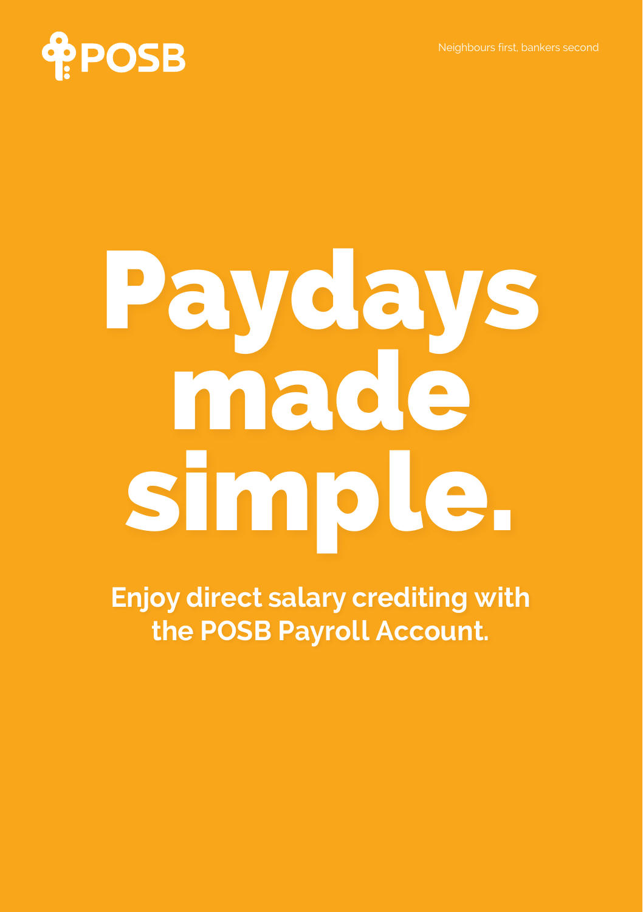POSB

Neighbours first, bankers second

# Paydays made simple.

**Enjoy direct salary crediting with the POSB Payroll Account.**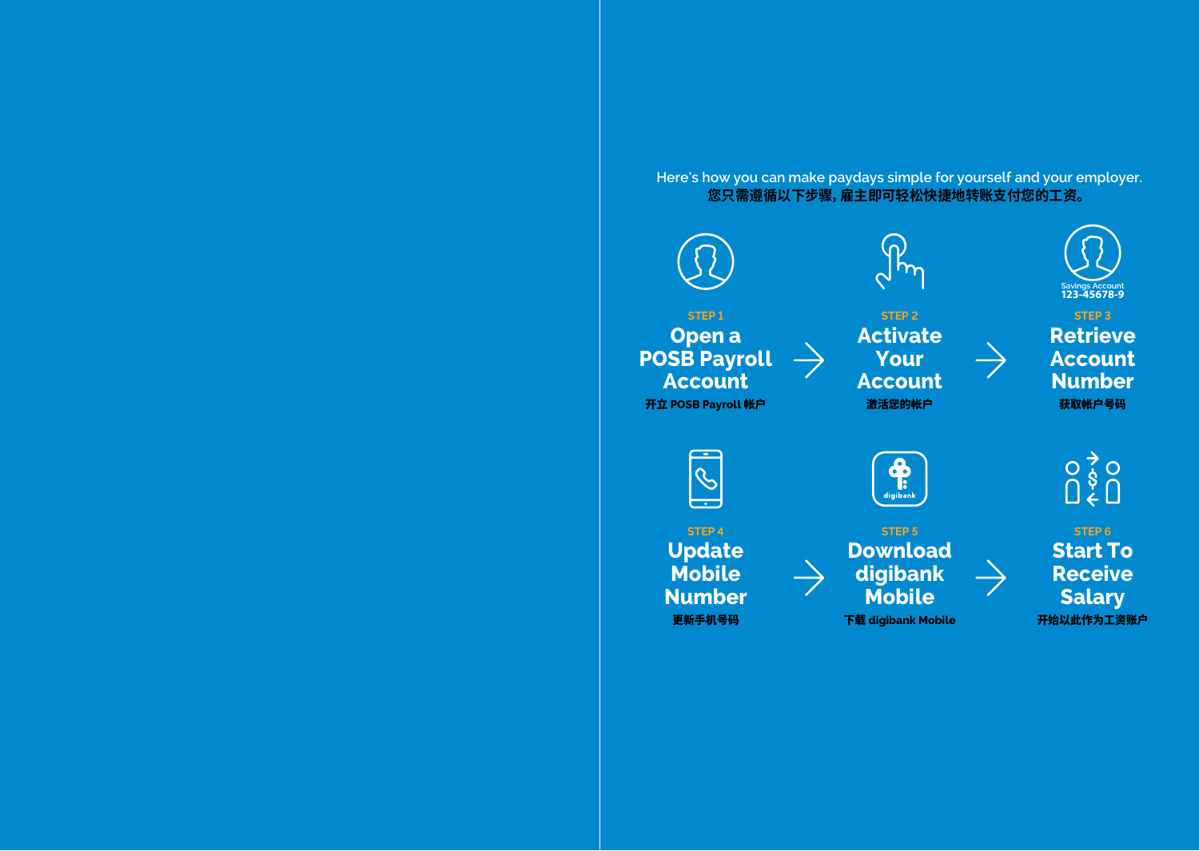Here's how you can make paydays simple for yourself and your employer.
您只需遵循以下步骤，雇主即可轻松快捷地转账支付您的工资。

**STEP 1**
## Open a POSB Payroll Account
开立 POSB Payroll 帐户

**STEP 2**
## Activate Your Account
激活您的帐户

Savings Account
123-45678-9

**STEP 3**
## Retrieve Account Number
获取帐户号码

**STEP 4**
## Update Mobile Number
更新手机号码

digibank

**STEP 5**
## Download digibank Mobile
下载 digibank Mobile

**STEP 6**
## Start To Receive Salary
开始以此作为工资账户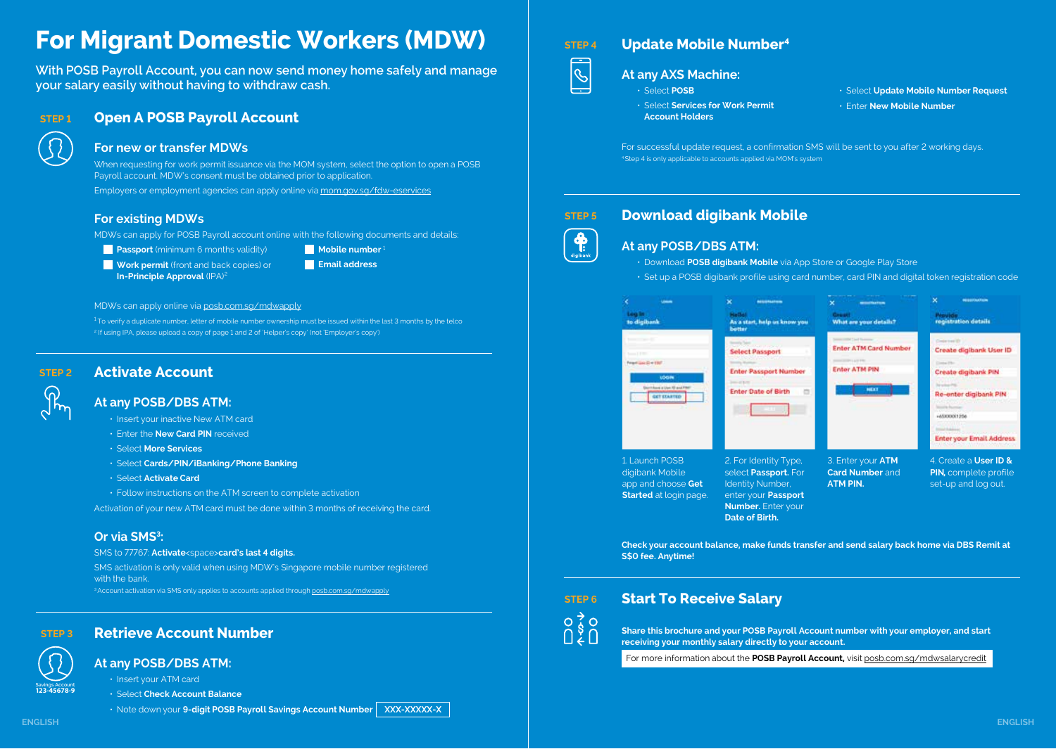# For Migrant Domestic Workers (MDW)

With POSB Payroll Account, you can now send money home safely and manage your salary easily without having to withdraw cash.

## STEP 1 Open A POSB Payroll Account

### For new or transfer MDWs

When requesting for work permit issuance via the MOM system, select the option to open a POSB Payroll account. MDW's consent must be obtained prior to application.

Employers or employment agencies can apply online via mom.gov.sg/fdw-eservices

### For existing MDWs

MDWs can apply for POSB Payroll account online with the following documents and details:

- **Passport** (minimum 6 months validity)
- **Work permit** (front and back copies) or **In-Principle Approval** (IPA)[2]
- **Mobile number**[1]
- **Email address**

MDWs can apply online via posb.com.sg/mdwapply

[1] To verify a duplicate number, letter of mobile number ownership must be issued within the last 3 months by the telco
[2] If using IPA, please upload a copy of page 1 and 2 of 'Helper's copy' (not 'Employer's copy')

## STEP 2 Activate Account

### At any POSB/DBS ATM:

- Insert your inactive New ATM card
- Enter the **New Card PIN** received
- Select **More Services**
- Select **Cards/PIN/iBanking/Phone Banking**
- Select **Activate Card**
- Follow instructions on the ATM screen to complete activation

Activation of your new ATM card must be done within 3 months of receiving the card.

### Or via SMS[3]:

SMS to 77767: **Activate**<space>**card's last 4 digits.**

SMS activation is only valid when using MDW's Singapore mobile number registered with the bank.

[3] Account activation via SMS only applies to accounts applied through posb.com.sg/mdwapply

## STEP 3 Retrieve Account Number

Savings Account 123-45678-9

### At any POSB/DBS ATM:

- Insert your ATM card
- Select **Check Account Balance**
- Note down your **9-digit POSB Payroll Savings Account Number** XXX-XXXXX-X

## STEP 4 Update Mobile Number[4]

### At any AXS Machine:

- Select **POSB**
- Select **Services for Work Permit Account Holders**
- Select **Update Mobile Number Request**
- Enter **New Mobile Number**

For successful update request, a confirmation SMS will be sent to you after 2 working days.

[4] Step 4 is only applicable to accounts applied via MOM's system

## STEP 5 Download digibank Mobile

### At any POSB/DBS ATM:

- Download **POSB digibank Mobile** via App Store or Google Play Store
- Set up a POSB digibank profile using card number, card PIN and digital token registration code

1. Launch POSB digibank Mobile app and choose **Get Started** at login page.

2. For Identity Type, select **Passport.** For Identity Number, enter your **Passport Number.** Enter your **Date of Birth.**

3. Enter your **ATM Card Number** and **ATM PIN.**

4. Create a **User ID & PIN,** complete profile set-up and log out.

**Check your account balance, make funds transfer and send salary back home via DBS Remit at S$0 fee. Anytime!**

## STEP 6 Start To Receive Salary

**Share this brochure and your POSB Payroll Account number with your employer, and start receiving your monthly salary directly to your account.**

For more information about the **POSB Payroll Account,** visit posb.com.sg/mdwsalarycredit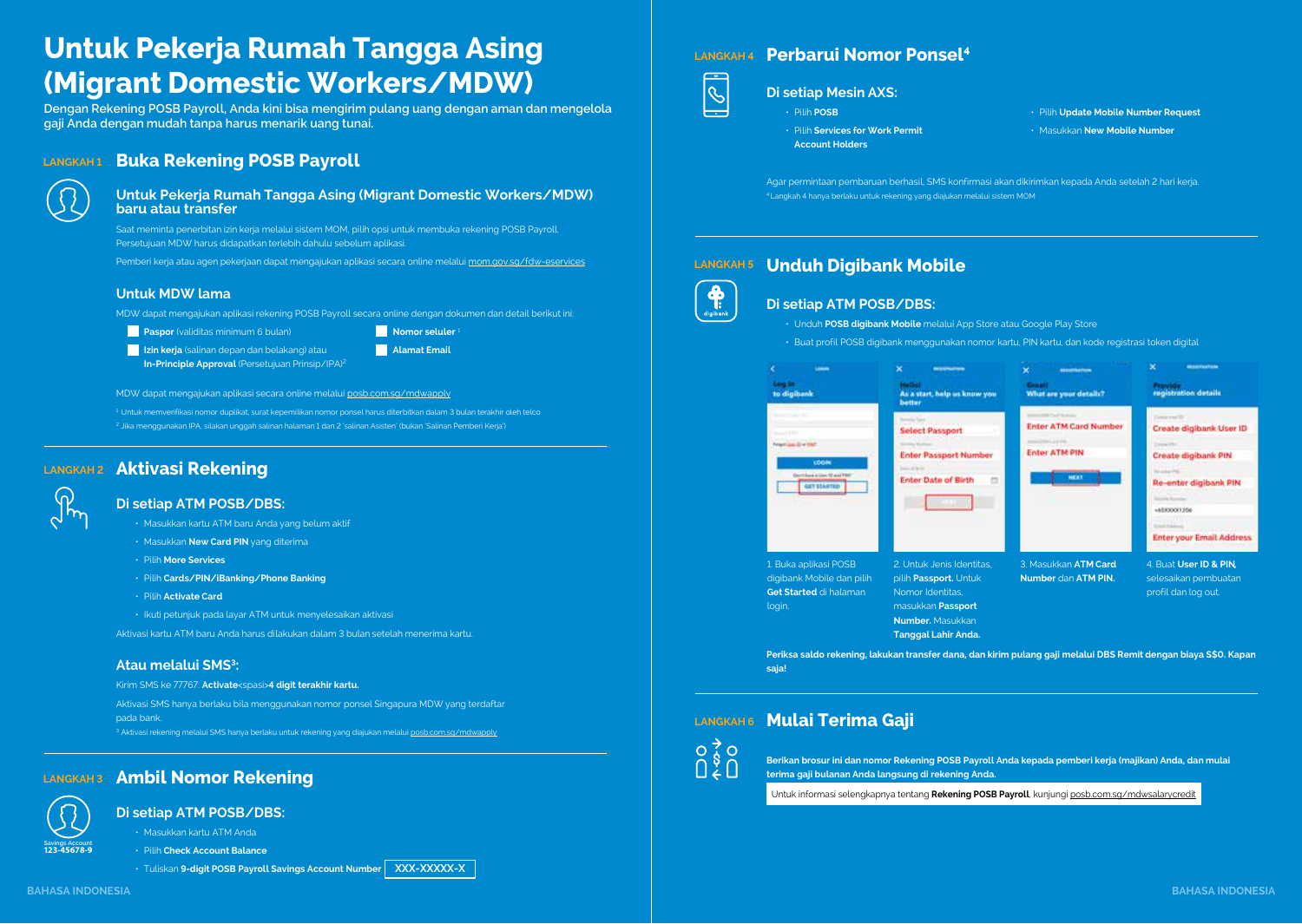# Untuk Pekerja Rumah Tangga Asing (Migrant Domestic Workers/MDW)

**Dengan Rekening POSB Payroll, Anda kini bisa mengirim pulang uang dengan aman dan mengelola gaji Anda dengan mudah tanpa harus menarik uang tunai.**

## LANGKAH 1 Buka Rekening POSB Payroll

### Untuk Pekerja Rumah Tangga Asing (Migrant Domestic Workers/MDW) baru atau transfer

Saat meminta penerbitan izin kerja melalui sistem MOM, pilih opsi untuk membuka rekening POSB Payroll. Persetujuan MDW harus didapatkan terlebih dahulu sebelum aplikasi.

Pemberi kerja atau agen pekerjaan dapat mengajukan aplikasi secara online melalui mom.gov.sg/fdw-eservices

### Untuk MDW lama

MDW dapat mengajukan aplikasi rekening POSB Payroll secara online dengan dokumen dan detail berikut ini:

- **Paspor** (validitas minimum 6 bulan)
- **Izin kerja** (salinan depan dan belakang) atau **In-Principle Approval** (Persetujuan Prinsip/IPA)[2]
- **Nomor seluler**[1]
- **Alamat Email**

MDW dapat mengajukan aplikasi secara online melalui posb.com.sg/mdwapply

[1] Untuk memverifikasi nomor duplikat, surat kepemilikan nomor ponsel harus diterbitkan dalam 3 bulan terakhir oleh telco

[2] Jika menggunakan IPA, silakan unggah salinan halaman 1 dan 2 'salinan Asisten' (bukan 'Salinan Pemberi Kerja')

## LANGKAH 2 Aktivasi Rekening

### Di setiap ATM POSB/DBS:

- Masukkan kartu ATM baru Anda yang belum aktif
- Masukkan **New Card PIN** yang diterima
- Pilih **More Services**
- Pilih **Cards/PIN/iBanking/Phone Banking**
- Pilih **Activate Card**
- Ikuti petunjuk pada layar ATM untuk menyelesaikan aktivasi

Aktivasi kartu ATM baru Anda harus dilakukan dalam 3 bulan setelah menerima kartu.

### Atau melalui SMS[3]:

Kirim SMS ke 77767: **Activate**<spasi>**4 digit terakhir kartu.**

Aktivasi SMS hanya berlaku bila menggunakan nomor ponsel Singapura MDW yang terdaftar pada bank.

[3] Aktivasi rekening melalui SMS hanya berlaku untuk rekening yang diajukan melalui posb.com.sg/mdwapply

## LANGKAH 3 Ambil Nomor Rekening

Savings Account
123-45678-9

### Di setiap ATM POSB/DBS:

- Masukkan kartu ATM Anda
- Pilih **Check Account Balance**
- Tuliskan **9-digit POSB Payroll Savings Account Number** XXX-XXXXX-X

## LANGKAH 4 Perbarui Nomor Ponsel[4]

### Di setiap Mesin AXS:

- Pilih **POSB**
- Pilih **Services for Work Permit Account Holders**
- Pilih **Update Mobile Number Request**
- Masukkan **New Mobile Number**

Agar permintaan pembaruan berhasil, SMS konfirmasi akan dikirimkan kepada Anda setelah 2 hari kerja.

[4] Langkah 4 hanya berlaku untuk rekening yang diajukan melalui sistem MOM

## LANGKAH 5 Unduh Digibank Mobile

### Di setiap ATM POSB/DBS:

- Unduh **POSB digibank Mobile** melalui App Store atau Google Play Store
- Buat profil POSB digibank menggunakan nomor kartu, PIN kartu, dan kode registrasi token digital

1. Buka aplikasi POSB digibank Mobile dan pilih **Get Started** di halaman login.

2. Untuk Jenis Identitas, pilih **Passport.** Untuk Nomor Identitas, masukkan **Passport Number.** Masukkan **Tanggal Lahir Anda.**

3. Masukkan **ATM Card Number** dan **ATM PIN.**

4. Buat **User ID & PIN**, selesaikan pembuatan profil dan log out.

**Periksa saldo rekening, lakukan transfer dana, dan kirim pulang gaji melalui DBS Remit dengan biaya S$0. Kapan saja!**

## LANGKAH 6 Mulai Terima Gaji

**Berikan brosur ini dan nomor Rekening POSB Payroll Anda kepada pemberi kerja (majikan) Anda, dan mulai terima gaji bulanan Anda langsung di rekening Anda.**

Untuk informasi selengkapnya tentang **Rekening POSB Payroll**, kunjungi posb.com.sg/mdwsalarycredit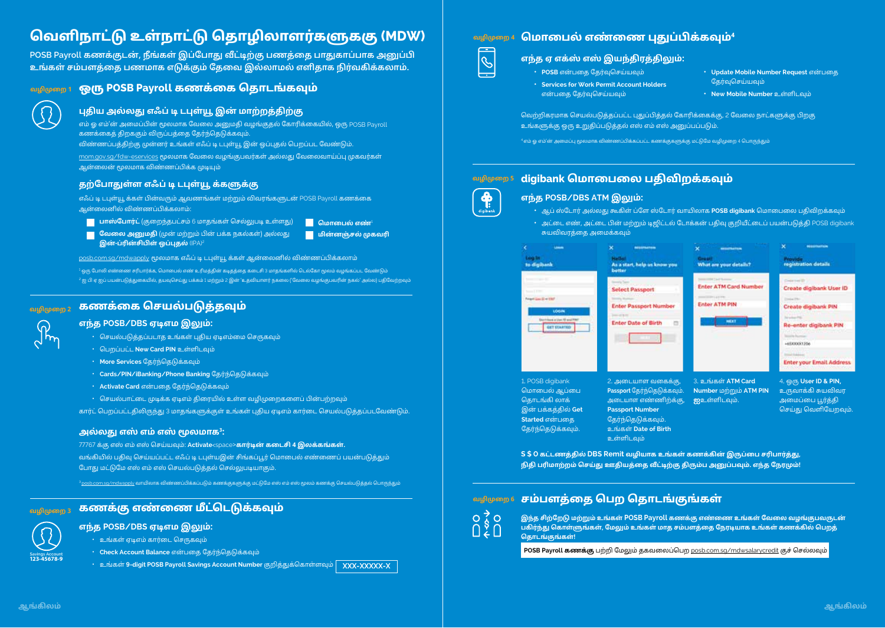# வெளிநாட்டு உள்நாட்டு தொழிலாளர்களுக்கு (MDW)

POSB Payroll கணக்குடன், நீங்கள் இப்போது வீட்டிற்கு பணத்தை பாதுகாப்பாக அனுப்பி உங்கள் சம்பளத்தை பணமாக எடுக்கும் தேவை இல்லாமல் எளிதாக நிர்வகிக்கலாம்.

## வழிமுறை 1 ஒரு POSB Payroll கணக்கை தொடங்கவும்

### புதிய அல்லது எஃப் டி டபுள்யூ இன் மாற்றத்திற்கு

எம் ஓ எம்'ன் அமைப்பின் மூலமாக வேலை அனுமதி வழங்குதல் கோரிக்கையில், ஒரு POSB Payroll கணக்கைத் திறக்கும் விருப்பத்தை தேர்ந்தெடுக்கவும்.

விண்ணப்பத்திற்கு முன்னர் உங்கள் எஃப் டி டபுள்யூ இன் ஒப்புதல் பெறப்பட வேண்டும்.

mom.gov.sg/fdw-eservices மூலமாக வேலை வழங்குபவர்கள் அல்லது வேலைவாய்ப்பு முகவர்கள் ஆன்லைன் மூலமாக விண்ணப்பிக்க முடியும்

### தற்போதுள்ள எஃப் டி டபுள்யூ க்களுக்கு

எஃப் டி டபுள்யூ க்கள் பின்வரும் ஆவணங்கள் மற்றும் விவரங்களுடன் POSB Payroll கணக்கை ஆன்லைனில் விண்ணப்பிக்கலாம்:

- **பாஸ்போர்ட்** (குறைந்தபட்சம் 6 மாதங்கள் செல்லுபடி உள்ளது)
- **வேலை அனுமதி** (முன் மற்றும் பின் பக்க நகல்கள்) அல்லது **இன்-ப்ரின்சிபிள் ஒப்புதல்** (IPA)[2]
- **மொபைல் எண்**[1]
- **மின்னஞ்சல் முகவரி**

posb.com.sg/mdwapply மூலமாக எஃப் டி டபுள்யூ க்கள் ஆன்லைனில் விண்ணப்பிக்கலாம்

[1] ஒரு போலி எண்ணை சரிபார்க்க, மொபைல் எண் உரிமத்தின் கடித்தத்தை கடைசி 3 மாதங்களில் டெல்கோ மூலம் வழங்கப்பட வேண்டும்

[2] ஐ பி ஏ ஐப் பயன்படுத்துகையில், தயவுசெய்து பக்கம் 1 மற்றும் 2 இன் 'உதவியாளர் நகலை ('வேலை வழங்குபவரின் நகல்' அல்ல) பதிவேற்றவும்

## வழிமுறை 2 கணக்கை செயல்படுத்தவும்

### எந்த POSB/DBS ஏடிஎம் இலும்:

- செயல்படுத்தப்படாத உங்கள் புதிய ஏடிஎம்மை செருகவும்
- பெறப்பட்ட **New Card PIN** உள்ளிடவும்
- **More Services** தேர்ந்தெடுக்கவும்
- **Cards/PIN/iBanking/Phone Banking** தேர்ந்தெடுக்கவும்
- **Activate Card** என்பதை தேர்ந்தெடுக்கவும்
- செயல்பாட்டை முடிக்க ஏடிஎம் திரையில் உள்ள வழிமுறைகளைப் பின்பற்றவும்

கார்ட் பெறப்பட்டதிலிருந்து 3 மாதங்களுக்குள் உங்கள் புதிய ஏடிஎம் கார்டை செயல்படுத்தப்படவேண்டும்.

### அல்லது எஸ் எம் எஸ் மூலமாக[3]:

77767 க்கு எஸ் எம் எஸ் செய்யவும்: **Activate**<space>**கார்டின் கடைசி 4 இலக்கங்கள்.**

வங்கியில் பதிவு செய்யப்பட்ட எஃப் டி டபுள்யூஇன் சிங்கப்பூர் மொபைல் எண்ணைப் பயன்படுத்தும் போது மட்டுமே எஸ் எம் எஸ் செயல்படுத்தல் செல்லுபடியாகும்.

[3] posb.com.sg/mdwapply வாயிலாக விண்ணப்பிக்கப்படும் கணக்குகளுக்கு மட்டுமே எஸ் எம் எஸ் மூலம் கணக்கு செயல்படுத்தல் பொருந்தும்

## வழிமுறை 3 கணக்கு எண்ணை மீட்டெடுக்கவும்

### எந்த POSB/DBS ஏடிஎம் இலும்:

- உங்கள் ஏடிஎம் கார்டை செருகவும்
- **Check Account Balance** என்பதை தேர்ந்தெடுக்கவும்
- உங்கள் **9-digit POSB Payroll Savings Account Number** குறித்துக்கொள்ளவும் **XXX-XXXXX-X**

Savings Account 123-45678-9

## வழிமுறை 4 மொபைல் எண்ணை புதுப்பிக்கவும்[4]

### எந்த ஏ எக்ஸ் எஸ் இயந்திரத்திலும்:

- **POSB** என்பதை தேர்வுசெய்யவும்
- **Services for Work Permit Account Holders** என்பதை தேர்வுசெய்யவும்
- **Update Mobile Number Request** என்பதை தேர்வுசெய்யவும்
- **New Mobile Number** உள்ளிடவும்

வெற்றிகரமாக செயல்படுத்தப்பட்ட புதுப்பித்தல் கோரிக்கைக்கு, 2 வேலை நாட்களுக்கு பிறகு உங்களுக்கு ஒரு உறுதிப்படுத்தல் எஸ் எம் எஸ் அனுப்பப்படும்.

[4] எம் ஓ எம்'ன் அமைப்பு மூலமாக விண்ணப்பிக்கப்பட்ட கணக்குகளுக்கு மட்டுமே வழிமுறை 4 பொருந்தும்

## வழிமுறை 5 digibank மொபைலை பதிவிறக்கவும்

### எந்த POSB/DBS ATM இலும்:

- ஆப் ஸ்டோர் அல்லது கூகிள் ப்ளே ஸ்டோர் வாயிலாக **POSB digibank** மொபைலை பதிவிறக்கவும்
- அட்டை எண், அட்டை பின் மற்றும் டிஜிட்டல் டோக்கன் பதிவு குறியீட்டைப் பயன்படுத்தி POSB digibank சுயவிவரத்தை அமைக்கவும்

1. POSB digibank மொபைல் ஆப்பை தொடங்கி லாக் இன் பக்கத்தில் **Get Started** என்பதை தேர்ந்தெடுக்கவும்.
2. அடையாள வகைக்கு, **Passport** தேர்ந்தெடுக்கவும். அடையாள எண்ணிற்கு, **Passport Number** தேர்ந்தெடுக்கவும். உங்கள் **Date of Birth** உள்ளிடவும்
3. உங்கள் **ATM Card Number** மற்றும் **ATM PIN** ஐ உள்ளிடவும்.
4. ஒரு **User ID & PIN,** உருவாக்கி சுயவிவர அமைப்பை பூர்த்தி செய்து வெளியேறவும்.

**S $ 0 கட்டணத்தில் DBS Remit வழியாக உங்கள் கணக்கின் இருப்பை சரிபார்த்து, நிதி பரிமாற்றம் செய்து ஊதியத்தை வீட்டிற்கு திரும்ப அனுப்பவும். எந்த நேரமும்!**

## வழிமுறை 6 சம்பளத்தை பெற தொடங்குங்கள்

**இந்த சிற்றேடு மற்றும் உங்கள் POSB Payroll கணக்கு எண்ணை உங்கள் வேலை வழங்குபவருடன் பகிர்ந்து கொள்ளுங்கள், மேலும் உங்கள் மாத சம்பளத்தை நேரடியாக உங்கள் கணக்கில் பெறத் தொடங்குங்கள்!**

**POSB Payroll கணக்கு** பற்றி மேலும் தகவலைப்பெற posb.com.sg/mdwsalarycredit குச் செல்லவும்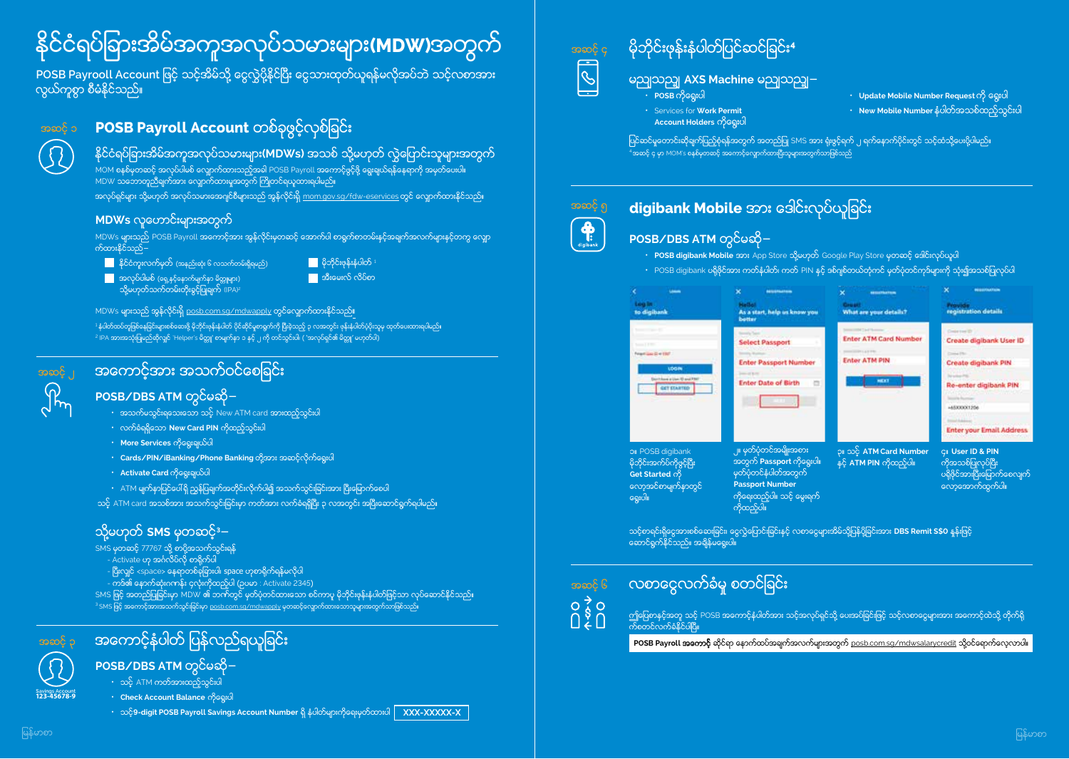# နိုင်ငံရပ်ခြားအိမ်အကူအလုပ်သမားများ(MDW)အတွက်

POSB Payroll Account ဖြင့် သင့်အိမ်သို့ ငွေလွှဲပို့နိုင်ပြီး ငွေသားထုတ်ယူရန်မလိုအပ်ဘဲ သင့်လစာအား လွယ်ကူစွာ စီမံနိုင်သည်။

## အဆင့် ၁ POSB Payroll Account တစ်ခုဖွင့်လှစ်ခြင်း

### နိုင်ငံရပ်ခြားအိမ်အကူအလုပ်သမားများ(MDWs) အသစ် သို့မဟုတ် လွှဲပြောင်းသူများအတွက်

MOM စနစ်မှတဆင့် အလုပ်ပါမစ် လျှောက်ထားသည့်အခါ POSB Payroll အကောင့်ဖွင့်ဖို့ ရွေးချယ်ရန်နေရာကို အမှတ်ပေးပါ။ MDW သဘောတူညီချက်အား လျှောက်ထားမှုအတွက် ကြိုတင်ရယူထားရပါမည်။

အလုပ်ရှင်များ သို့မဟုတ် အလုပ်သမားအေဂျင်စီများသည် အွန်လိုင်းရှိ mom.gov.sg/fdw-eservices တွင် လျှောက်ထားနိုင်သည်။

### MDWs လူဟောင်းများအတွက်

MDWs များသည် POSB Payroll အကောင့်အား အွန်လိုင်းမှတဆင့် အောက်ပါ စာရွက်စာတမ်းနှင့်အချက်အလက်များနှင့်တကွ လျှောက်ထားနိုင်သည်–

- နိုင်ငံကူးလက်မှတ် (အနည်းဆုံး ၆ လသက်တမ်းရှိရမည်)
- အလုပ်ပါမစ် (ရှေ့နှင့်နောက်မျက်နှာ မိတ္တူများ) သို့မဟုတ်သက်တမ်းတိုးခွင့်ပြုချက် (IPA)[2]
- မိုဘိုင်းဖုန်းနံပါတ် [1]
- အီးမေးလ် လိပ်စာ

MDWs များသည် အွန်လိုင်းရှိ posb.com.sg/mdwapply တွင်လျှောက်ထားနိုင်သည်။

[1] နံပါတ်ထပ်တူဖြစ်နေခြင်းများစစ်ဆေးဖို့ မိုဘိုင်းနံပါတ် မိုင်ဆိုင်မှုစာရွက်ကို ပြီးခဲ့သည့် ၃ လအတွင်း ဖုန်းပါတ်ပို့သူမှ ထုတ်ပေးထားရပါမည်။
[2] IPA အားအသုံးပြုမည်ဆိုလျှင် 'Helper's မိတ္တူ' စာမျက်နှာ ၁ နှင့် ၂ ကို တင်သွင်းပါ။ ('အလုပ်ရှင်၏ မိတ္တူ' မဟုတ်ပါ)

## အဆင့် ၂ အကောင့်အား အသက်ဝင်စေခြင်း

### POSB/DBS ATM တွင်မဆို–

- အသက်မသွင်းရသေးသော သင့် New ATM card အားထည့်သွင်းပါ
- လက်ခံရရှိသော **New Card PIN** ကိုထည့်သွင်းပါ
- **More Services** ကိုရွေးချယ်ပါ
- **Cards/PIN/iBanking/Phone Banking** တို့အား အဆင့်လိုက်ရွေးပါ
- **Activate Card** ကိုရွေးချယ်ပါ
- ATM မျက်နှာပြင်ပေါ်ရှိ ညွှန်ပြချက်အတိုင်းလိုက်ပါ၍ အသက်သွင်းခြင်းအား ပြီးမြောက်စေပါ

သင့် ATM card အသစ်အား အသက်သွင်းခြင်းမှာ ကတ်အား လက်ခံရရှိပြီး ၃ လအတွင်း အပြီးဆောင်ရွက်ရပါမည်။

### သို့မဟုတ် SMS မှတဆင့်[3]–

SMS မှတဆင့် 77767 သို့ စာပို့အသက်သွင်းရန်
- Activate ဟု အင်္ဂလိပ်လို စာရိုက်ပါ
- ပြီးလျှင် <space> နေရာတစ်ခုခြားပါ။ space ဟုစာရိုက်ရန်မလိုပါ
- ကဒ်၏ နောက်ဆုံးဂဏန်း ၄လုံးကိုထည့်ပါ (ဥပမာ : Activate 2345)

SMS ဖြင့် အတည်ပြုခြင်းမှာ MDW ၏ ဘဏ်တွင် မှတ်ပုံတင်ထားသော စင်ကာပူ မိုဘိုင်းဖုန်းနံပါတ်ဖြင့်သာ လုပ်ဆောင်နိုင်သည်။

[3] SMS ဖြင့် အကောင့်အားအသက်သွင်းခြင်းမှာ posb.com.sg/mdwapply မှတဆင့်လျှောက်ထားသောသူများအတွက်သာဖြစ်သည်

## အဆင့် ၃ အကောင့်နံပါတ် ပြန်လည်ရယူခြင်း

Savings Account 123-45678-9

### POSB/DBS ATM တွင်မဆို–

- သင့် ATM ကတ်အားထည့်သွင်းပါ
- **Check Account Balance** ကိုရွေးပါ
- သင့်**9-digit POSB Payroll Savings Account Number** ရှိ နံပါတ်များကိုရေးမှတ်ထားပါ **XXX-XXXXX-X**

## အဆင့် ၄ မိုဘိုင်းဖုန်းနံပါတ်ပြင်ဆင်ခြင်း[4]

### မည်သည့် AXS Machine မည်သည့်–

- **POSB** ကိုရွေးပါ
- Services for **Work Permit Account Holders** ကိုရွေးပါ
- **Update Mobile Number Request** ကို ရွေးပါ
- **New Mobile Number** နံပါတ်အသစ်ထည့်သွင်းပါ

ပြင်ဆင်မှုတောင်းဆိုချက်ပြည့်စုံရန်အတွက် အတည်ပြု SMS အား ရုံးဖွင့်ရက် ၂ ရက်နောက်ပိုင်းတွင် သင့်ထံသို့ပေးပို့ပါမည်။

[4] အဆင့် ၄ မှာ MOM's စနစ်မှတဆင့် အကောင့်လျှောက်ထားပြီးသူများအတွက်သာဖြစ်သည်

## အဆင့် ၅ digibank Mobile အား ဒေါင်းလုပ်ယူခြင်း

### POSB/DBS ATM တွင်မဆို–

- **POSB digibank Mobile** အား App Store သို့မဟုတ် Google Play Store မှတဆင့် ဒေါင်းလုပ်ယူပါ
- POSB digibank ပရိုဖိုင်အား ကတ်နံပါတ်၊ ကတ် PIN နှင့် ခင်ဗျားတိုက်ရင် မှတ်ပုံတင်ကုဒ်များကို သုံး၍အသစ်ပြုလုပ်ပါ

၁။ POSB digibank စိုဘိုင်းအက်ပ်ကိုဖွင့်ပြီး **Get Started** ကို လော့အင်စာမျက်နှာတွင် ရွေးပါ။

၂။ မှတ်ပုံတင်အချို့အစား အတွက် **Passport** ကိုရွေးပါ။ မှတ်ပုံတင်နံပါတ်အတွက် **Passport Number** ကိုရေးထည့်ပါ။ သင့် မွေးရက်ကိုထည့်ပါ။

၃။ သင့် **ATM Card Number** နှင့် **ATM PIN** ကိုထည့်ပါ။

၄။ **User ID & PIN** ကိုအသစ်ပြုလုပ်ပြီး ပရိုဖိုင်အားပြီးမြောက်စေလျှက် လော့အောက်ထွက်ပါ။

သင့်စာရင်းရှိငွေအားစစ်ဆေးခြင်း၊ ငွေလွှဲပြောင်းခြင်းနှင့် လစာငွေများအိမ်သို့ပြန်ပို့ခြင်းအား **DBS Remit S$0** နှုန်းဖြင့် ဆောင်ရွက်နိုင်သည်။ အချိန်မရွေးပါ။

## အဆင့် ၆ လစာငွေလက်ခံမှု စတင်ခြင်း

ဤပြေစာနှင့်အတူ သင့် POSB အကောင့်နံပါတ်အား သင့်အလုပ်ရှင်သို့ ပေးအပ်ခြင်းဖြင့် သင့်လစာငွေများအား အကောင့်ထဲသို့ တိုက်ရိုက်စတင်လက်ခံနိုင်ပါပြီ။

**POSB Payroll အကောင့်** ဆိုင်ရာ နောက်ထပ်အချက်အလက်များအတွက် posb.com.sg/mdwsalarycredit သို့ဝင်ရောက်လေ့လာပါ။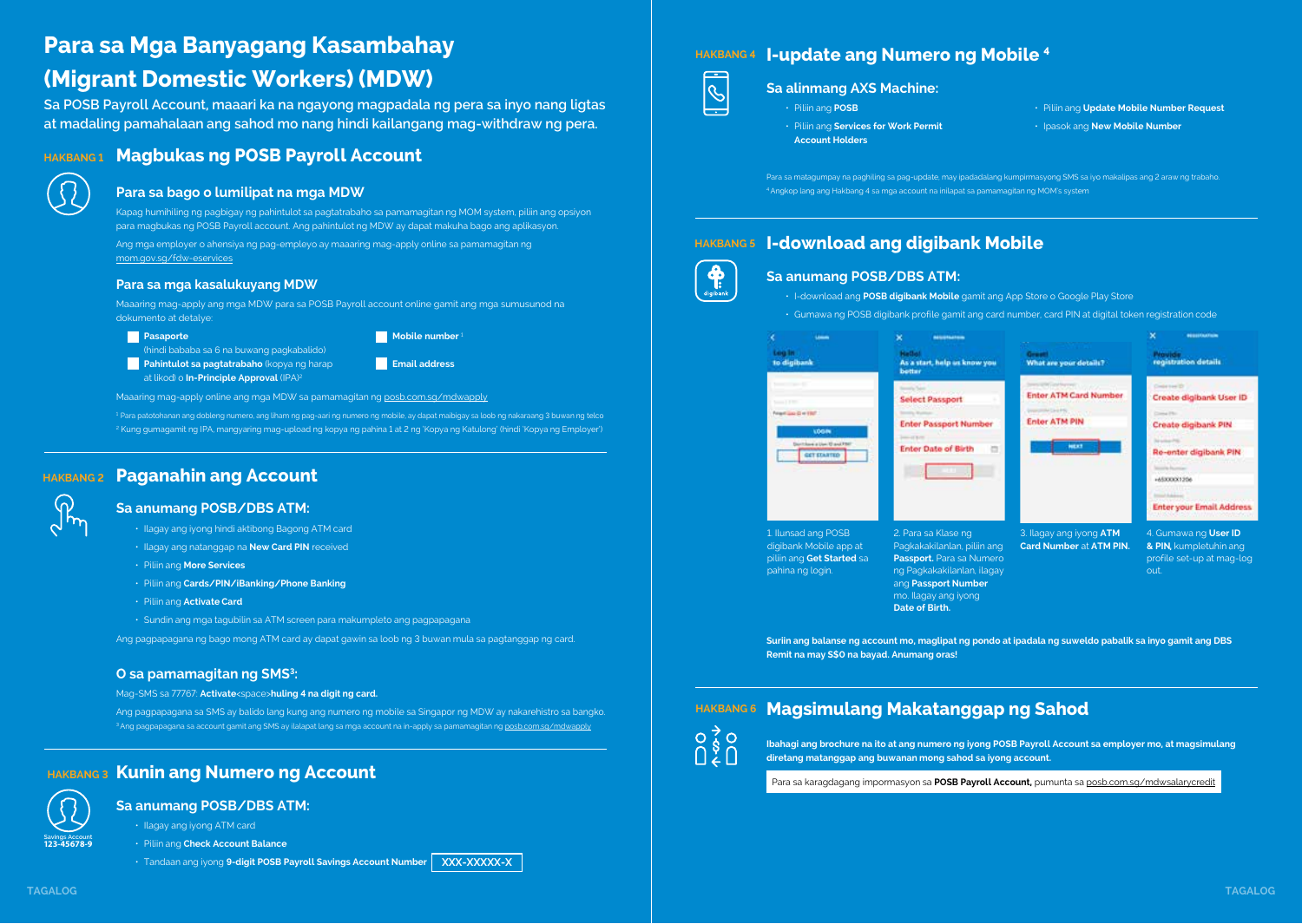# Para sa Mga Banyagang Kasambahay (Migrant Domestic Workers) (MDW)

Sa POSB Payroll Account, maaari ka na ngayong magpadala ng pera sa inyo nang ligtas at madaling pamahalaan ang sahod mo nang hindi kailangang mag-withdraw ng pera.

## HAKBANG 1 Magbukas ng POSB Payroll Account

### Para sa bago o lumilipat na mga MDW

Kapag humihiling ng pagbigay ng pahintulot sa pagtatrabaho sa pamamagitan ng MOM system, piliin ang opsiyon para magbukas ng POSB Payroll account. Ang pahintulot ng MDW ay dapat makuha bago ang aplikasyon.

Ang mga employer o ahensiya ng pag-empleyo ay maaaring mag-apply online sa pamamagitan ng mom.gov.sg/fdw-eservices

### Para sa mga kasalukuyang MDW

Maaaring mag-apply ang mga MDW para sa POSB Payroll account online gamit ang mga sumusunod na dokumento at detalye:

- **Pasaporte** (hindi bababa sa 6 na buwang pagkabalido)
- **Pahintulot sa pagtatrabaho** (kopya ng harap at likod) o **In-Principle Approval** (IPA)[2]
- **Mobile number**[1]
- **Email address**

Maaaring mag-apply online ang mga MDW sa pamamagitan ng posb.com.sg/mdwapply

[1] Para patotohanan ang dobleng numero, ang liham ng pag-aari ng numero ng mobile, ay dapat maibigay sa loob ng nakaraang 3 buwan ng telco
[2] Kung gumagamit ng IPA, mangyaring mag-upload ng kopya ng pahina 1 at 2 ng 'Kopya ng Katulong' (hindi 'Kopya ng Employer')

## HAKBANG 2 Paganahin ang Account

### Sa anumang POSB/DBS ATM:

- Ilagay ang iyong hindi aktibong Bagong ATM card
- Ilagay ang natanggap na **New Card PIN** received
- Piliin ang **More Services**
- Piliin ang **Cards/PIN/iBanking/Phone Banking**
- Piliin ang **Activate Card**
- Sundin ang mga tagubilin sa ATM screen para makumpleto ang pagpapagana

Ang pagpapagana ng bago mong ATM card ay dapat gawin sa loob ng 3 buwan mula sa pagtanggap ng card.

### O sa pamamagitan ng SMS[3]:

Mag-SMS sa 77767: **Activate**<space>**huling 4 na digit ng card.**

Ang pagpapagana sa SMS ay balido lang kung ang numero ng mobile sa Singapor ng MDW ay nakarehistro sa bangko.

[3] Ang pagpapagana sa account gamit ang SMS ay ilalapat lang sa mga account na in-apply sa pamamagitan ng posb.com.sg/mdwapply

## HAKBANG 3 Kunin ang Numero ng Account

Savings Account 123-45678-9

### Sa anumang POSB/DBS ATM:

- Ilagay ang iyong ATM card
- Piliin ang **Check Account Balance**
- Tandaan ang iyong **9-digit POSB Payroll Savings Account Number** XXX-XXXXX-X

## HAKBANG 4 I-update ang Numero ng Mobile [4]

### Sa alinmang AXS Machine:

- Piliin ang **POSB**
- Piliin ang **Services for Work Permit Account Holders**
- Piliin ang **Update Mobile Number Request**
- Ipasok ang **New Mobile Number**

Para sa matagumpay na paghiling sa pag-update, may ipadadalang kumpirmasyong SMS sa iyo makalipas ang 2 araw ng trabaho.
[4] Angkop lang ang Hakbang 4 sa mga account na inilapat sa pamamagitan ng MOM's system

## HAKBANG 5 I-download ang digibank Mobile

### Sa anumang POSB/DBS ATM:

- I-download ang **POSB digibank Mobile** gamit ang App Store o Google Play Store
- Gumawa ng POSB digibank profile gamit ang card number, card PIN at digital token registration code

1. Ilunsad ang POSB digibank Mobile app at piliin ang **Get Started** sa pahina ng login.
2. Para sa Klase ng Pagkakakilanlan, piliin ang **Passport.** Para sa Numero ng Pagkakakilanlan, ilagay ang **Passport Number** mo. Ilagay ang iyong **Date of Birth.**
3. Ilagay ang iyong **ATM Card Number** at **ATM PIN.**
4. Gumawa ng **User ID & PIN**, kumpletuhin ang profile set-up at mag-log out.

**Suriin ang balanse ng account mo, maglipat ng pondo at ipadala ng suweldo pabalik sa inyo gamit ang DBS Remit na may S$0 na bayad. Anumang oras!**

## HAKBANG 6 Magsimulang Makatanggap ng Sahod

**Ibahagi ang brochure na ito at ang numero ng iyong POSB Payroll Account sa employer mo, at magsimulang diretang matanggap ang buwanan mong sahod sa iyong account.**

Para sa karagdagang impormasyon sa **POSB Payroll Account,** pumunta sa posb.com.sg/mdwsalarycredit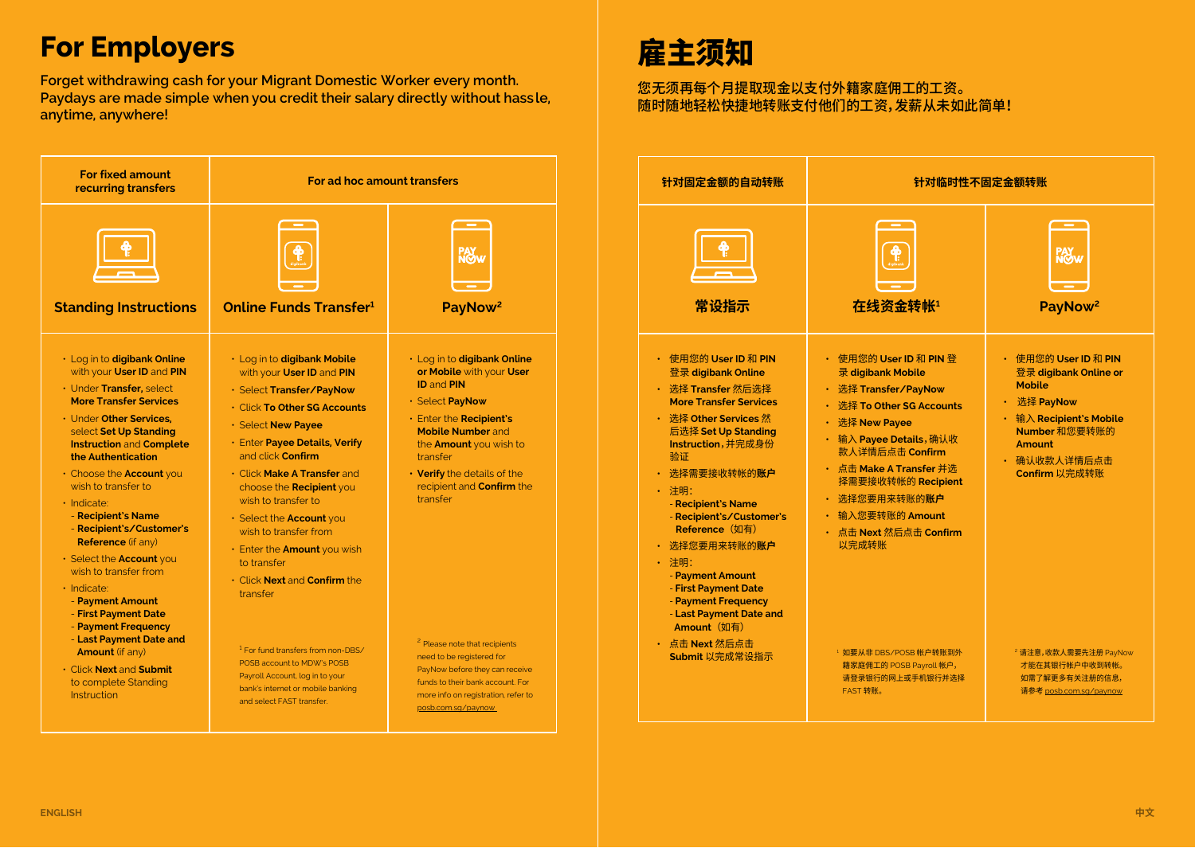# For Employers

Forget withdrawing cash for your Migrant Domestic Worker every month. Paydays are made simple when you credit their salary directly without hassle, anytime, anywhere!

| For fixed amount recurring transfers | For ad hoc amount transfers | |
|---|---|---|
| **Standing Instructions** | **Online Funds Transfer[1]** | **PayNow[2]** |
| • Log in to **digibank Online** with your **User ID** and **PIN**<br>• Under **Transfer**, select **More Transfer Services**<br>• Under **Other Services**, select **Set Up Standing Instruction** and **Complete the Authentication**<br>• Choose the **Account** you wish to transfer to<br>• Indicate:<br>- **Recipient's Name**<br>- **Recipient's/Customer's Reference** (if any)<br>• Select the **Account** you wish to transfer from<br>• Indicate:<br>- **Payment Amount**<br>- **First Payment Date**<br>- **Payment Frequency**<br>- **Last Payment Date and Amount** (if any)<br>• Click **Next** and **Submit** to complete Standing Instruction | • Log in to **digibank Mobile** with your **User ID** and **PIN**<br>• Select **Transfer/PayNow**<br>• Click **To Other SG Accounts**<br>• Select **New Payee**<br>• Enter **Payee Details, Verify** and click **Confirm**<br>• Click **Make A Transfer** and choose the **Recipient** you wish to transfer to<br>• Select the **Account** you wish to transfer from<br>• Enter the **Amount** you wish to transfer<br>• Click **Next** and **Confirm** the transfer<br><br>[1] For fund transfers from non-DBS/POSB account to MDW's POSB Payroll Account, log in to your bank's internet or mobile banking and select FAST transfer. | • Log in to **digibank Online or Mobile** with your **User ID** and **PIN**<br>• Select **PayNow**<br>• Enter the **Recipient's Mobile Number** and the **Amount** you wish to transfer<br>• **Verify** the details of the recipient and **Confirm** the transfer<br><br>[2] Please note that recipients need to be registered for PayNow before they can receive funds to their bank account. For more info on registration, refer to posb.com.sg/paynow |

# 雇主须知

您无须再每个月提取现金以支付外籍家庭佣工的工资。
随时随地轻松快捷地转账支付他们的工资，发薪从未如此简单！

| 针对固定金额的自动转账 | 针对临时性不固定金额转账 | |
|---|---|---|
| **常设指示** | **在线资金转帐[1]** | **PayNow[2]** |
| • 使用您的 **User ID** 和 **PIN** 登录 **digibank Online**<br>• 选择 **Transfer** 然后选择 **More Transfer Services**<br>• 选择 **Other Services** 然后选择 **Set Up Standing Instruction**，并完成身份验证<br>• 选择需要接收转帐的**账户**<br>• 注明：<br>- **Recipient's Name**<br>- **Recipient's/Customer's Reference**（如有）<br>• 选择您要用来转帐的**账户**<br>• 注明：<br>- **Payment Amount**<br>- **First Payment Date**<br>- **Payment Frequency**<br>- **Last Payment Date and Amount**（如有）<br>• 点击 **Next** 然后点击 **Submit** 以完成常设指示 | • 使用您的 **User ID** 和 **PIN** 登录 **digibank Mobile**<br>• 选择 **Transfer/PayNow**<br>• 选择 **To Other SG Accounts**<br>• 选择 **New Payee**<br>• 输入 **Payee Details**，确认收款人详情后点击 **Confirm**<br>• 点击 **Make A Transfer** 并选择需要接收转帐的 **Recipient**<br>• 选择您要用来转帐的**账户**<br>• 输入您要转帐的 **Amount**<br>• 点击 **Next** 然后点击 **Confirm** 以完成转账<br><br>[1] 如要从非 DBS/POSB 帐户转账到外籍家庭佣工的 POSB Payroll 帐户，请登录银行的网上或手机银行并选择 FAST 转账。 | • 使用您的 **User ID** 和 **PIN** 登录 **digibank Online or Mobile**<br>• 选择 **PayNow**<br>• 输入 **Recipient's Mobile Number** 和您要转帐的 **Amount**<br>• 确认收款人详情后点击 **Confirm** 以完成转账<br><br>[2] 请注意，收款人需要先注册 PayNow 才能在其银行帐户中收到转帐。如需了解更多有关注册的信息，请参考 posb.com.sg/paynow |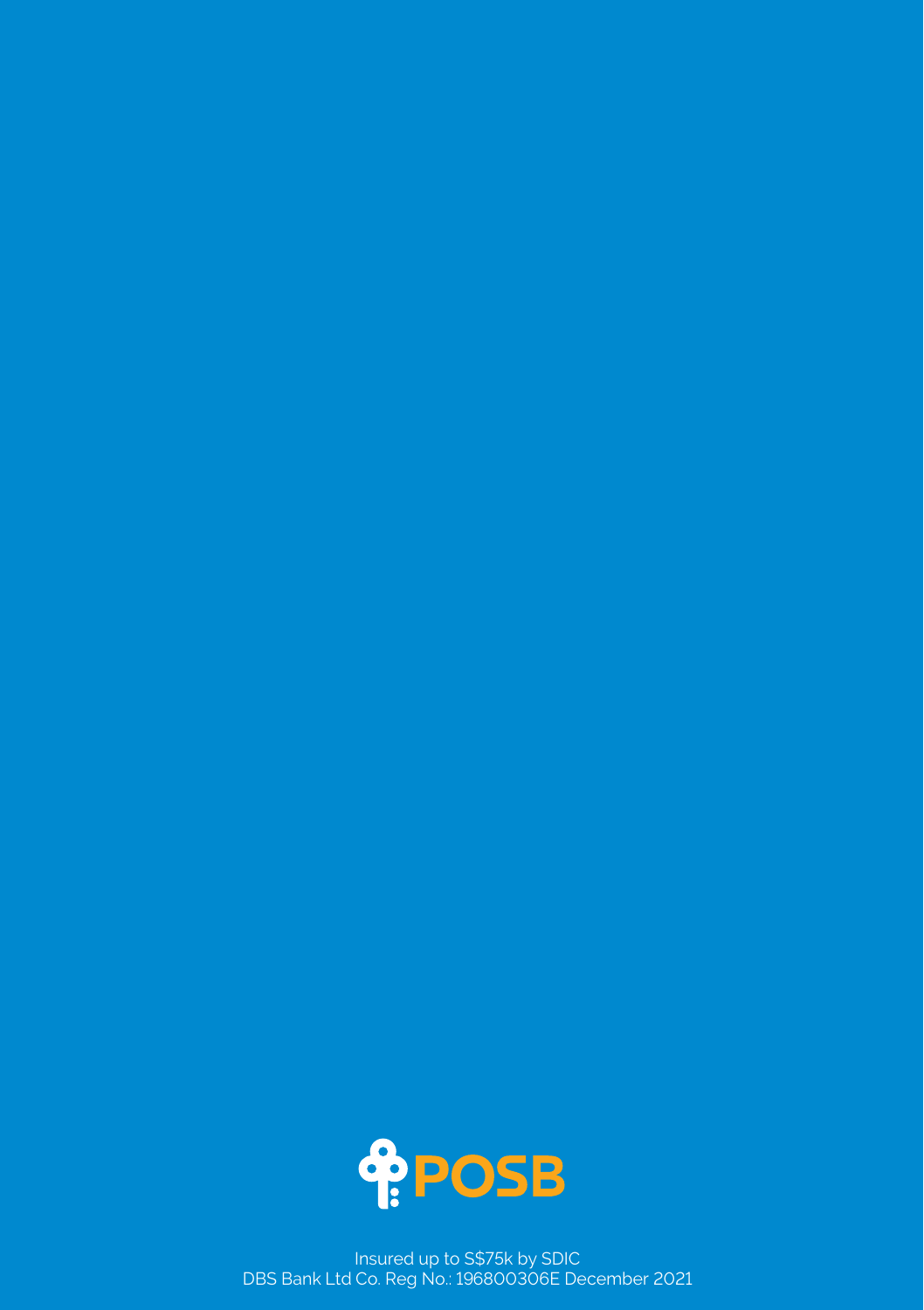POSB

Insured up to S$75k by SDIC
DBS Bank Ltd Co. Reg No.: 196800306E December 2021